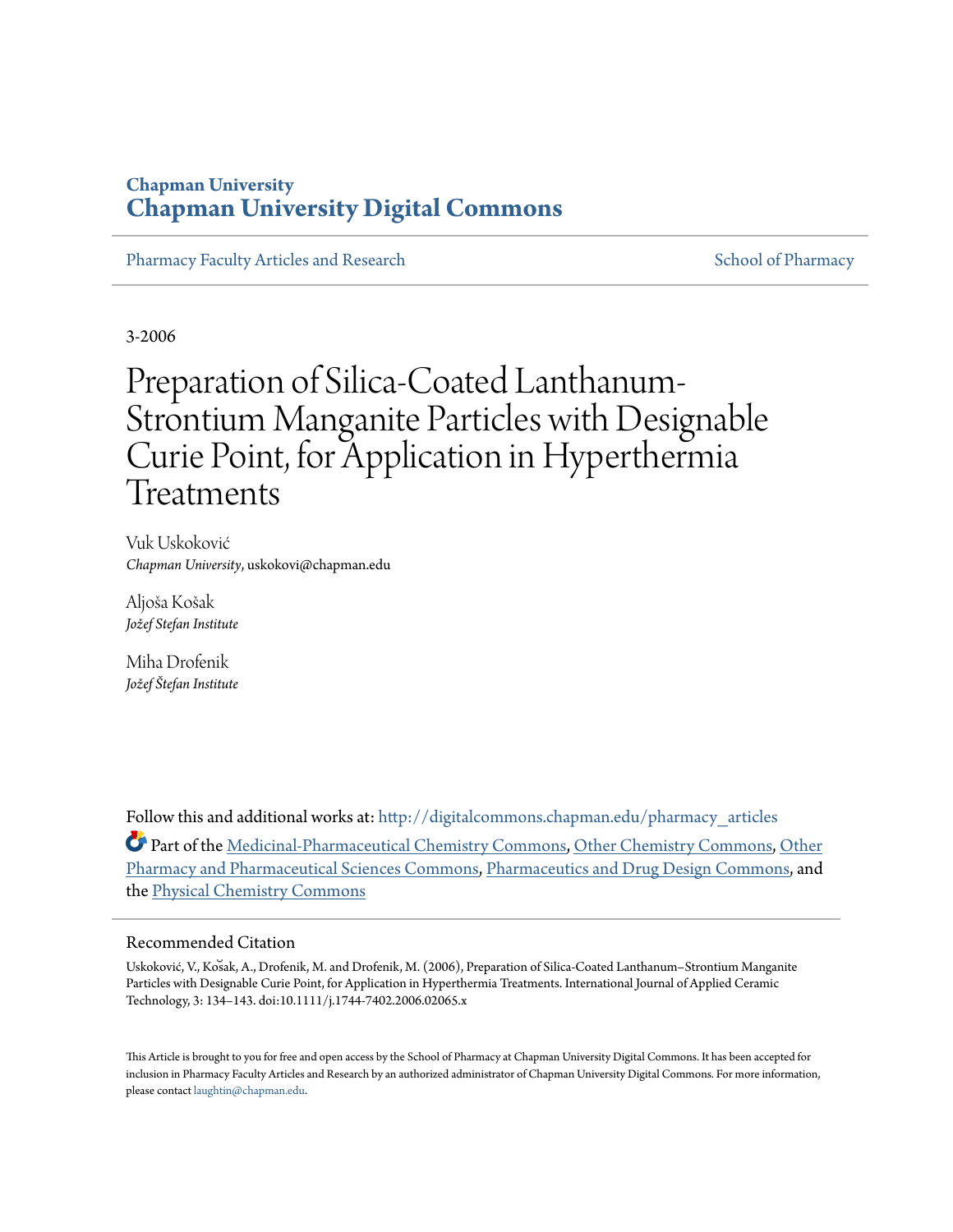# Chapman University
# Chapman University Digital Commons

Pharmacy Faculty Articles and Research | School of Pharmacy

3-2006

# Preparation of Silica-Coated Lanthanum-Strontium Manganite Particles with Designable Curie Point, for Application in Hyperthermia Treatments

Vuk Uskoković
*Chapman University*, uskokovi@chapman.edu

Aljoša Košak
*Jožef Stefan Institute*

Miha Drofenik
*Jožef Štefan Institute*

Follow this and additional works at: http://digitalcommons.chapman.edu/pharmacy_articles

Part of the Medicinal-Pharmaceutical Chemistry Commons, Other Chemistry Commons, Other Pharmacy and Pharmaceutical Sciences Commons, Pharmaceutics and Drug Design Commons, and the Physical Chemistry Commons

## Recommended Citation

Usković, V., Košak, A., Drofenik, M. and Drofenik, M. (2006), Preparation of Silica-Coated Lanthanum–Strontium Manganite Particles with Designable Curie Point, for Application in Hyperthermia Treatments. International Journal of Applied Ceramic Technology, 3: 134–143. doi:10.1111/j.1744-7402.2006.02065.x

This Article is brought to you for free and open access by the School of Pharmacy at Chapman University Digital Commons. It has been accepted for inclusion in Pharmacy Faculty Articles and Research by an authorized administrator of Chapman University Digital Commons. For more information, please contact laughtin@chapman.edu.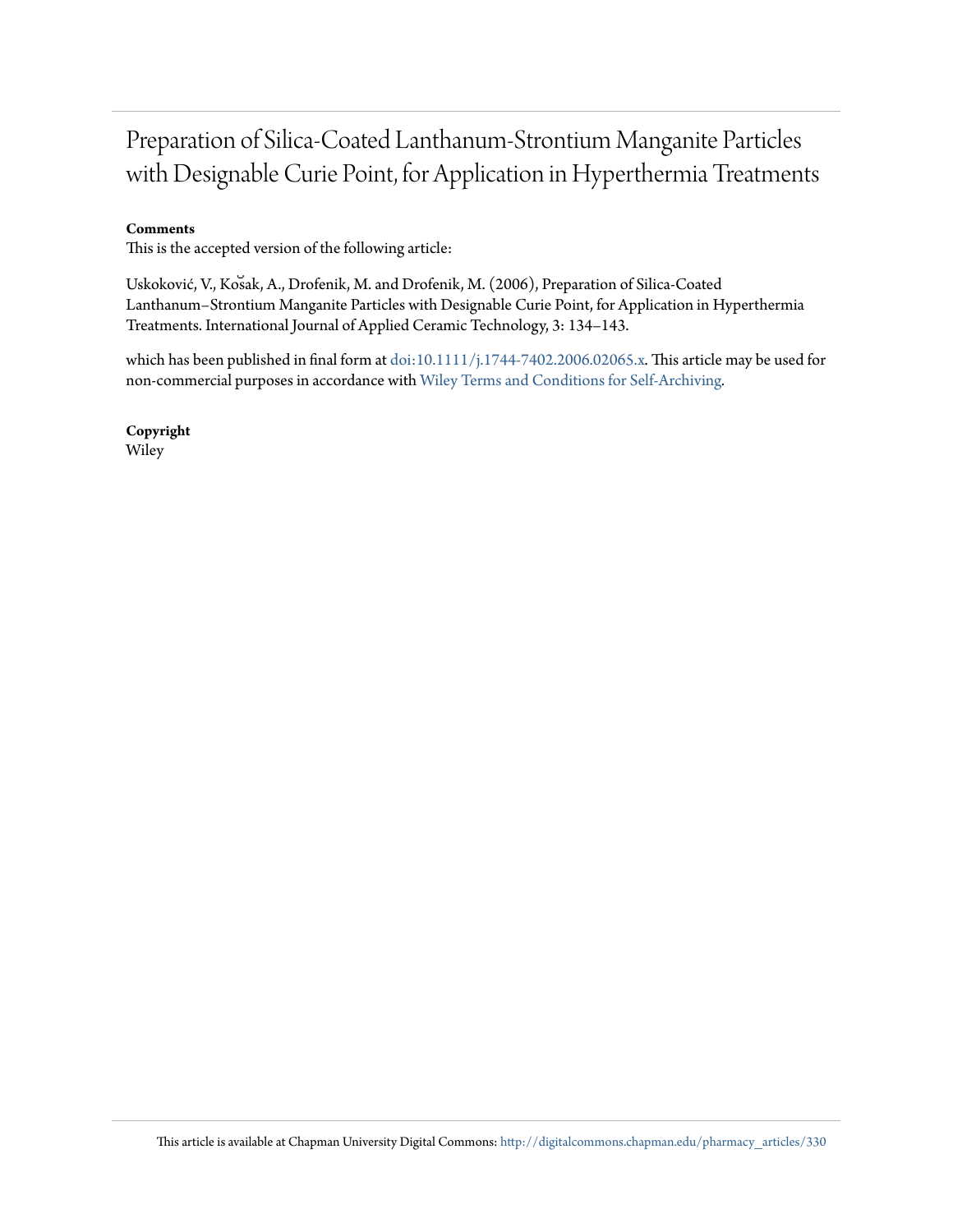# Preparation of Silica-Coated Lanthanum-Strontium Manganite Particles with Designable Curie Point, for Application in Hyperthermia Treatments

**Comments**

This is the accepted version of the following article:

Uskoković, V., Košak, A., Drofenik, M. and Drofenik, M. (2006), Preparation of Silica-Coated Lanthanum–Strontium Manganite Particles with Designable Curie Point, for Application in Hyperthermia Treatments. International Journal of Applied Ceramic Technology, 3: 134–143.

which has been published in final form at doi:10.1111/j.1744-7402.2006.02065.x. This article may be used for non-commercial purposes in accordance with Wiley Terms and Conditions for Self-Archiving.

**Copyright**

Wiley

This article is available at Chapman University Digital Commons: http://digitalcommons.chapman.edu/pharmacy_articles/330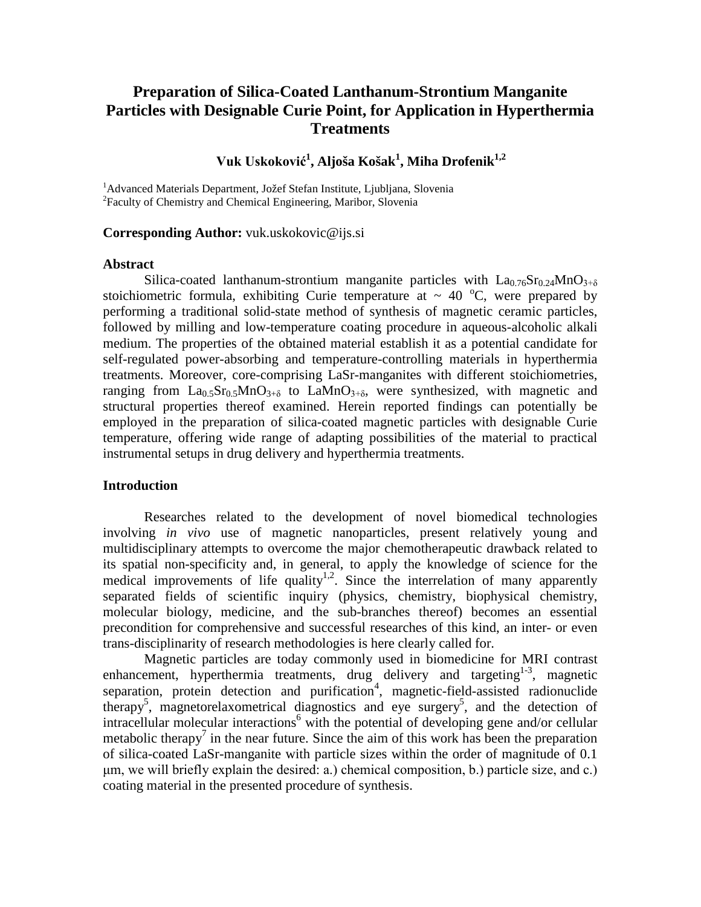# Preparation of Silica-Coated Lanthanum-Strontium Manganite Particles with Designable Curie Point, for Application in Hyperthermia Treatments

**Vuk Uskoković[1], Aljoša Košak[1], Miha Drofenik[1,2]**

[1]Advanced Materials Department, Jožef Stefan Institute, Ljubljana, Slovenia
[2]Faculty of Chemistry and Chemical Engineering, Maribor, Slovenia

**Corresponding Author:** vuk.uskokovic@ijs.si

### Abstract

Silica-coated lanthanum-strontium manganite particles with $La_{0.76}Sr_{0.24}MnO_{3+\delta}$ stoichiometric formula, exhibiting Curie temperature at ~ 40 $^{o}C$, were prepared by performing a traditional solid-state method of synthesis of magnetic ceramic particles, followed by milling and low-temperature coating procedure in aqueous-alcoholic alkali medium. The properties of the obtained material establish it as a potential candidate for self-regulated power-absorbing and temperature-controlling materials in hyperthermia treatments. Moreover, core-comprising LaSr-manganites with different stoichiometries, ranging from $La_{0.5}Sr_{0.5}MnO_{3+\delta}$ to $LaMnO_{3+\delta}$, were synthesized, with magnetic and structural properties thereof examined. Herein reported findings can potentially be employed in the preparation of silica-coated magnetic particles with designable Curie temperature, offering wide range of adapting possibilities of the material to practical instrumental setups in drug delivery and hyperthermia treatments.

### Introduction

Researches related to the development of novel biomedical technologies involving *in vivo* use of magnetic nanoparticles, present relatively young and multidisciplinary attempts to overcome the major chemotherapeutic drawback related to its spatial non-specificity and, in general, to apply the knowledge of science for the medical improvements of life quality[1,2]. Since the interrelation of many apparently separated fields of scientific inquiry (physics, chemistry, biophysical chemistry, molecular biology, medicine, and the sub-branches thereof) becomes an essential precondition for comprehensive and successful researches of this kind, an inter- or even trans-disciplinarity of research methodologies is here clearly called for.

Magnetic particles are today commonly used in biomedicine for MRI contrast enhancement, hyperthermia treatments, drug delivery and targeting[1-3], magnetic separation, protein detection and purification[4], magnetic-field-assisted radionuclide therapy[5], magnetorelaxometrical diagnostics and eye surgery[5], and the detection of intracellular molecular interactions[6] with the potential of developing gene and/or cellular metabolic therapy[7] in the near future. Since the aim of this work has been the preparation of silica-coated LaSr-manganite with particle sizes within the order of magnitude of 0.1 μm, we will briefly explain the desired: a.) chemical composition, b.) particle size, and c.) coating material in the presented procedure of synthesis.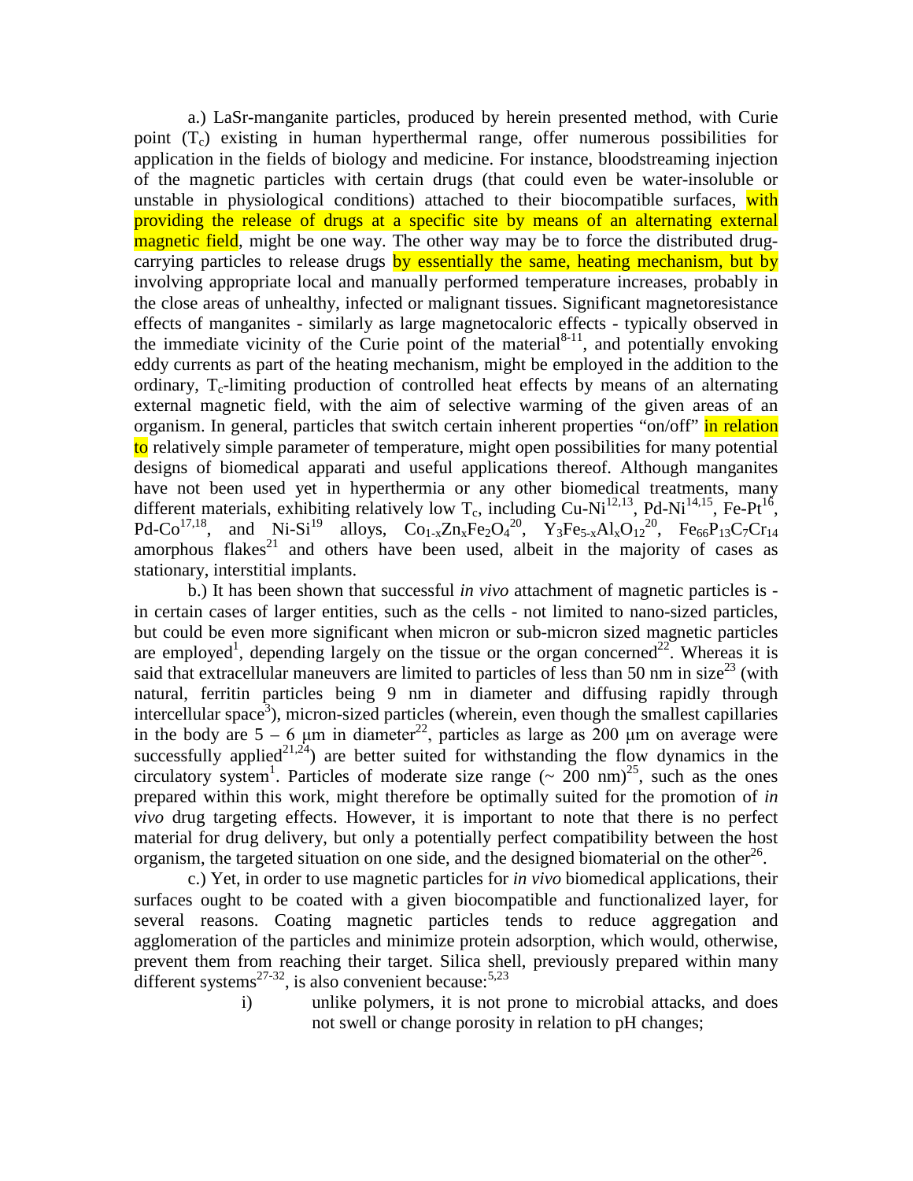a.) LaSr-manganite particles, produced by herein presented method, with Curie point ($T_c$) existing in human hyperthermal range, offer numerous possibilities for application in the fields of biology and medicine. For instance, bloodstreaming injection of the magnetic particles with certain drugs (that could even be water-insoluble or unstable in physiological conditions) attached to their biocompatible surfaces, with providing the release of drugs at a specific site by means of an alternating external magnetic field, might be one way. The other way may be to force the distributed drug-carrying particles to release drugs by essentially the same, heating mechanism, but by involving appropriate local and manually performed temperature increases, probably in the close areas of unhealthy, infected or malignant tissues. Significant magnetoresistance effects of manganites - similarly as large magnetocaloric effects - typically observed in the immediate vicinity of the Curie point of the material[8-11], and potentially envoking eddy currents as part of the heating mechanism, might be employed in the addition to the ordinary, $T_c$-limiting production of controlled heat effects by means of an alternating external magnetic field, with the aim of selective warming of the given areas of an organism. In general, particles that switch certain inherent properties "on/off" in relation to relatively simple parameter of temperature, might open possibilities for many potential designs of biomedical apparati and useful applications thereof. Although manganites have not been used yet in hyperthermia or any other biomedical treatments, many different materials, exhibiting relatively low $T_c$, including Cu-Ni[12,13], Pd-Ni[14,15], Fe-Pt[16], Pd-Co[17,18], and Ni-Si[19] alloys, $Co_{1-x}Zn_xFe_2O_4$[20], $Y_3Fe_{5-x}Al_xO_{12}$[20], $Fe_{66}P_{13}C_7Cr_{14}$ amorphous flakes[21] and others have been used, albeit in the majority of cases as stationary, interstitial implants.

b.) It has been shown that successful *in vivo* attachment of magnetic particles is - in certain cases of larger entities, such as the cells - not limited to nano-sized particles, but could be even more significant when micron or sub-micron sized magnetic particles are employed[1], depending largely on the tissue or the organ concerned[22]. Whereas it is said that extracellular maneuvers are limited to particles of less than 50 nm in size[23] (with natural, ferritin particles being 9 nm in diameter and diffusing rapidly through intercellular space[3]), micron-sized particles (wherein, even though the smallest capillaries in the body are 5 – 6 μm in diameter[22], particles as large as 200 μm on average were successfully applied[21,24]) are better suited for withstanding the flow dynamics in the circulatory system[1]. Particles of moderate size range (~ 200 nm)[25], such as the ones prepared within this work, might therefore be optimally suited for the promotion of *in vivo* drug targeting effects. However, it is important to note that there is no perfect material for drug delivery, but only a potentially perfect compatibility between the host organism, the targeted situation on one side, and the designed biomaterial on the other[26].

c.) Yet, in order to use magnetic particles for *in vivo* biomedical applications, their surfaces ought to be coated with a given biocompatible and functionalized layer, for several reasons. Coating magnetic particles tends to reduce aggregation and agglomeration of the particles and minimize protein adsorption, which would, otherwise, prevent them from reaching their target. Silica shell, previously prepared within many different systems[27-32], is also convenient because:[5,23]

i) unlike polymers, it is not prone to microbial attacks, and does not swell or change porosity in relation to pH changes;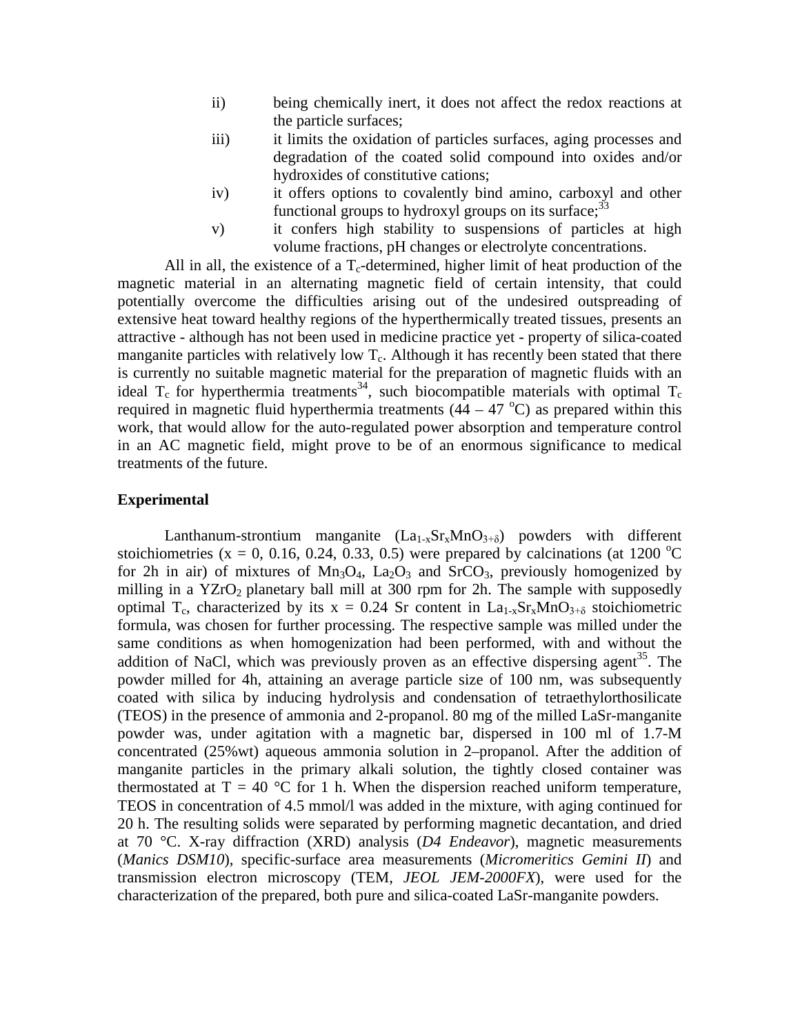ii) being chemically inert, it does not affect the redox reactions at the particle surfaces;

iii) it limits the oxidation of particles surfaces, aging processes and degradation of the coated solid compound into oxides and/or hydroxides of constitutive cations;

iv) it offers options to covalently bind amino, carboxyl and other functional groups to hydroxyl groups on its surface;[33]

v) it confers high stability to suspensions of particles at high volume fractions, pH changes or electrolyte concentrations.

All in all, the existence of a $T_c$-determined, higher limit of heat production of the magnetic material in an alternating magnetic field of certain intensity, that could potentially overcome the difficulties arising out of the undesired outspreading of extensive heat toward healthy regions of the hyperthermically treated tissues, presents an attractive - although has not been used in medicine practice yet - property of silica-coated manganite particles with relatively low $T_c$. Although it has recently been stated that there is currently no suitable magnetic material for the preparation of magnetic fluids with an ideal $T_c$ for hyperthermia treatments[34], such biocompatible materials with optimal $T_c$ required in magnetic fluid hyperthermia treatments (44 – 47 $^{o}$C) as prepared within this work, that would allow for the auto-regulated power absorption and temperature control in an AC magnetic field, might prove to be of an enormous significance to medical treatments of the future.

## Experimental

Lanthanum-strontium manganite ($La_{1-x}Sr_xMnO_{3+\delta}$) powders with different stoichiometries (x = 0, 0.16, 0.24, 0.33, 0.5) were prepared by calcinations (at 1200 $^{o}$C for 2h in air) of mixtures of $Mn_3O_4$, $La_2O_3$ and $SrCO_3$, previously homogenized by milling in a $YZrO_2$ planetary ball mill at 300 rpm for 2h. The sample with supposedly optimal $T_c$, characterized by its x = 0.24 Sr content in $La_{1-x}Sr_xMnO_{3+\delta}$ stoichiometric formula, was chosen for further processing. The respective sample was milled under the same conditions as when homogenization had been performed, with and without the addition of NaCl, which was previously proven as an effective dispersing agent[35]. The powder milled for 4h, attaining an average particle size of 100 nm, was subsequently coated with silica by inducing hydrolysis and condensation of tetraethylorthosilicate (TEOS) in the presence of ammonia and 2-propanol. 80 mg of the milled LaSr-manganite powder was, under agitation with a magnetic bar, dispersed in 100 ml of 1.7-M concentrated (25%wt) aqueous ammonia solution in 2–propanol. After the addition of manganite particles in the primary alkali solution, the tightly closed container was thermostated at T = 40 °C for 1 h. When the dispersion reached uniform temperature, TEOS in concentration of 4.5 mmol/l was added in the mixture, with aging continued for 20 h. The resulting solids were separated by performing magnetic decantation, and dried at 70 °C. X-ray diffraction (XRD) analysis (*D4 Endeavor*), magnetic measurements (*Manics DSM10*), specific-surface area measurements (*Micromeritics Gemini II*) and transmission electron microscopy (TEM, *JEOL JEM-2000FX*), were used for the characterization of the prepared, both pure and silica-coated LaSr-manganite powders.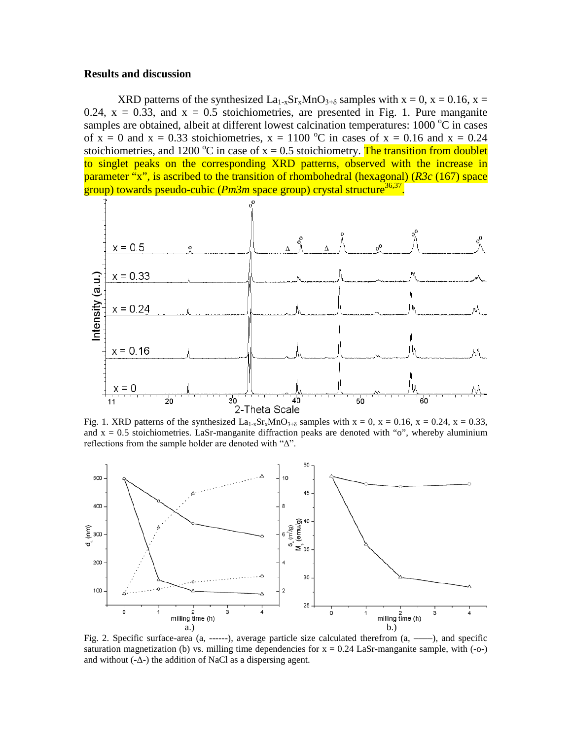## Results and discussion

XRD patterns of the synthesized $La_{1-x}Sr_xMnO_{3+\delta}$ samples with x = 0, x = 0.16, x = 0.24, x = 0.33, and x = 0.5 stoichiometries, are presented in Fig. 1. Pure manganite samples are obtained, albeit at different lowest calcination temperatures: 1000 °C in cases of x = 0 and x = 0.33 stoichiometries, x = 1100 °C in cases of x = 0.16 and x = 0.24 stoichiometries, and 1200 °C in case of x = 0.5 stoichiometry. The transition from doublet to singlet peaks on the corresponding XRD patterns, observed with the increase in parameter "x", is ascribed to the transition of rhombohedral (hexagonal) (*R3c* (167) space group) towards pseudo-cubic (*Pm3m* space group) crystal structure[36,37].

Fig. 1. XRD patterns of the synthesized $La_{1-x}Sr_xMnO_{3+\delta}$ samples with x = 0, x = 0.16, x = 0.24, x = 0.33, and x = 0.5 stoichiometries. LaSr-manganite diffraction peaks are denoted with "o", whereby aluminium reflections from the sample holder are denoted with "Δ".

Fig. 2. Specific surface-area (a, ------), average particle size calculated therefrom (a, ——), and specific saturation magnetization (b) vs. milling time dependencies for x = 0.24 LaSr-manganite sample, with (-o-) and without (-Δ-) the addition of NaCl as a dispersing agent.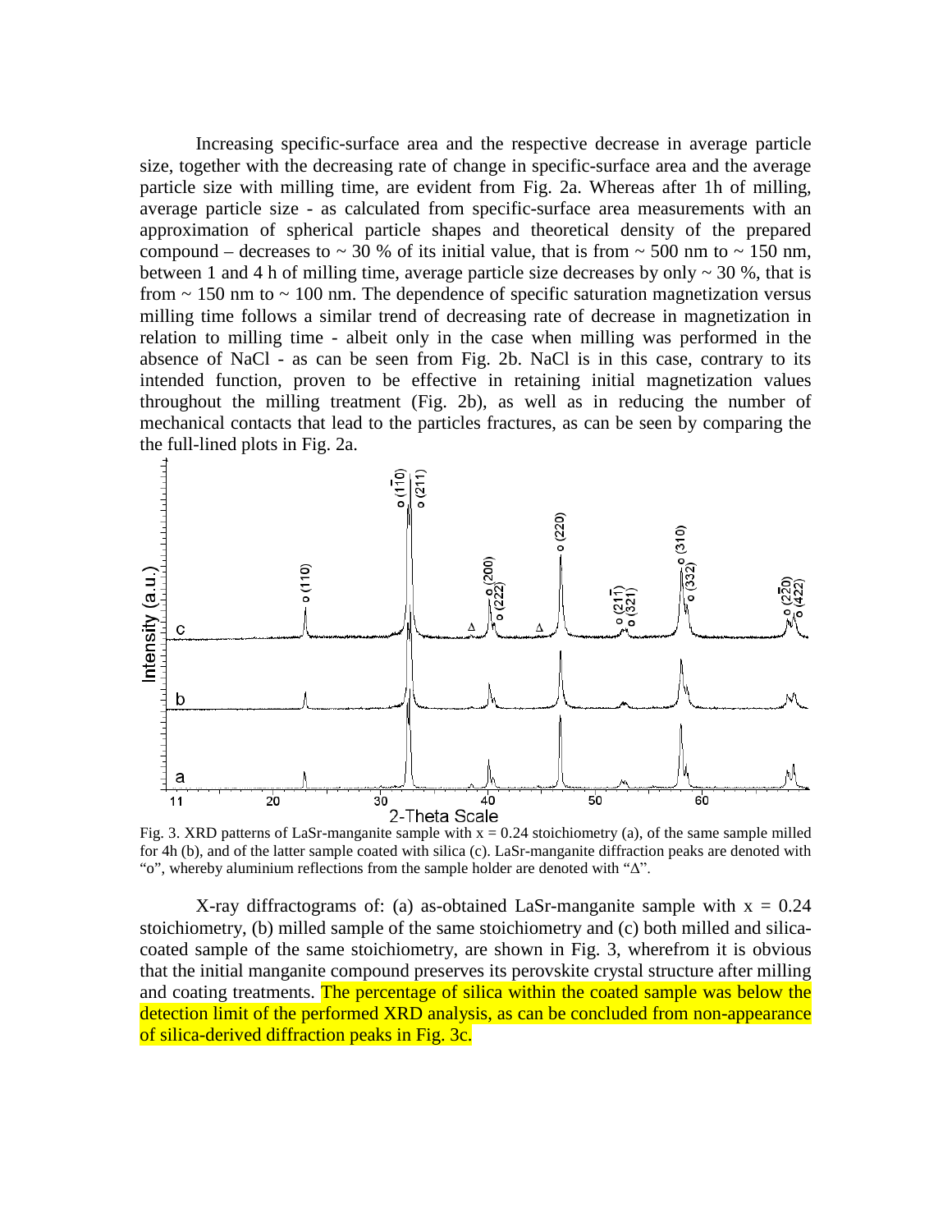Increasing specific-surface area and the respective decrease in average particle size, together with the decreasing rate of change in specific-surface area and the average particle size with milling time, are evident from Fig. 2a. Whereas after 1h of milling, average particle size - as calculated from specific-surface area measurements with an approximation of spherical particle shapes and theoretical density of the prepared compound – decreases to ~ 30 % of its initial value, that is from ~ 500 nm to ~ 150 nm, between 1 and 4 h of milling time, average particle size decreases by only ~ 30 %, that is from ~ 150 nm to ~ 100 nm. The dependence of specific saturation magnetization versus milling time follows a similar trend of decreasing rate of decrease in magnetization in relation to milling time - albeit only in the case when milling was performed in the absence of NaCl - as can be seen from Fig. 2b. NaCl is in this case, contrary to its intended function, proven to be effective in retaining initial magnetization values throughout the milling treatment (Fig. 2b), as well as in reducing the number of mechanical contacts that lead to the particles fractures, as can be seen by comparing the the full-lined plots in Fig. 2a.

Fig. 3. XRD patterns of LaSr-manganite sample with $x = 0.24$ stoichiometry (a), of the same sample milled for 4h (b), and of the latter sample coated with silica (c). LaSr-manganite diffraction peaks are denoted with "o", whereby aluminium reflections from the sample holder are denoted with "Δ".

X-ray diffractograms of: (a) as-obtained LaSr-manganite sample with $x = 0.24$ stoichiometry, (b) milled sample of the same stoichiometry and (c) both milled and silica-coated sample of the same stoichiometry, are shown in Fig. 3, wherefrom it is obvious that the initial manganite compound preserves its perovskite crystal structure after milling and coating treatments. The percentage of silica within the coated sample was below the detection limit of the performed XRD analysis, as can be concluded from non-appearance of silica-derived diffraction peaks in Fig. 3c.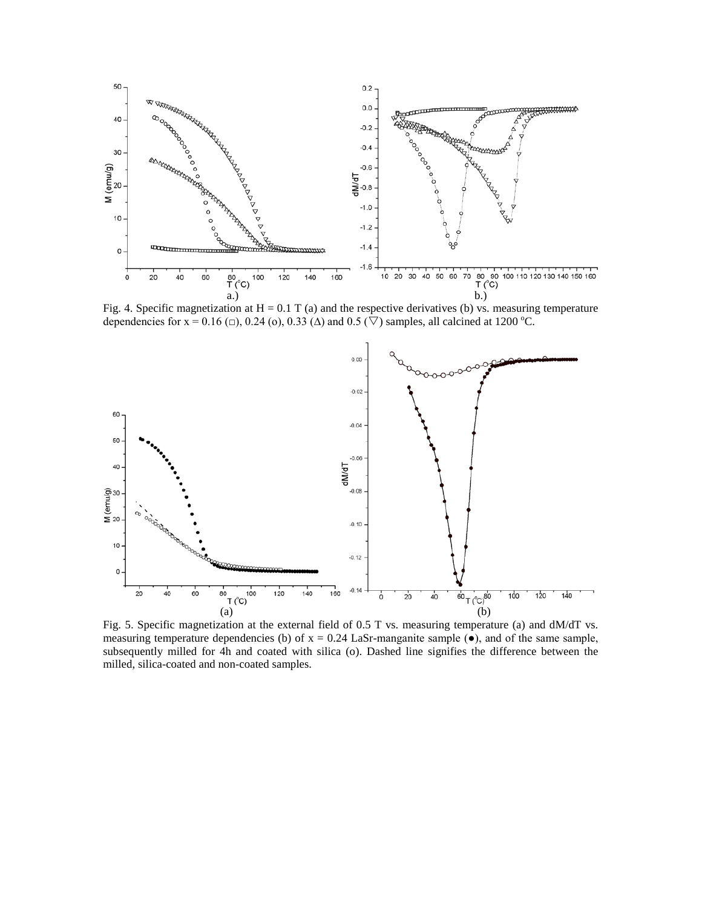Fig. 4. Specific magnetization at H = 0.1 T (a) and the respective derivatives (b) vs. measuring temperature dependencies for x = 0.16 (□), 0.24 (o), 0.33 (Δ) and 0.5 (▽) samples, all calcined at 1200 °C.

Fig. 5. Specific magnetization at the external field of 0.5 T vs. measuring temperature (a) and dM/dT vs. measuring temperature dependencies (b) of x = 0.24 LaSr-manganite sample (●), and of the same sample, subsequently milled for 4h and coated with silica (o). Dashed line signifies the difference between the milled, silica-coated and non-coated samples.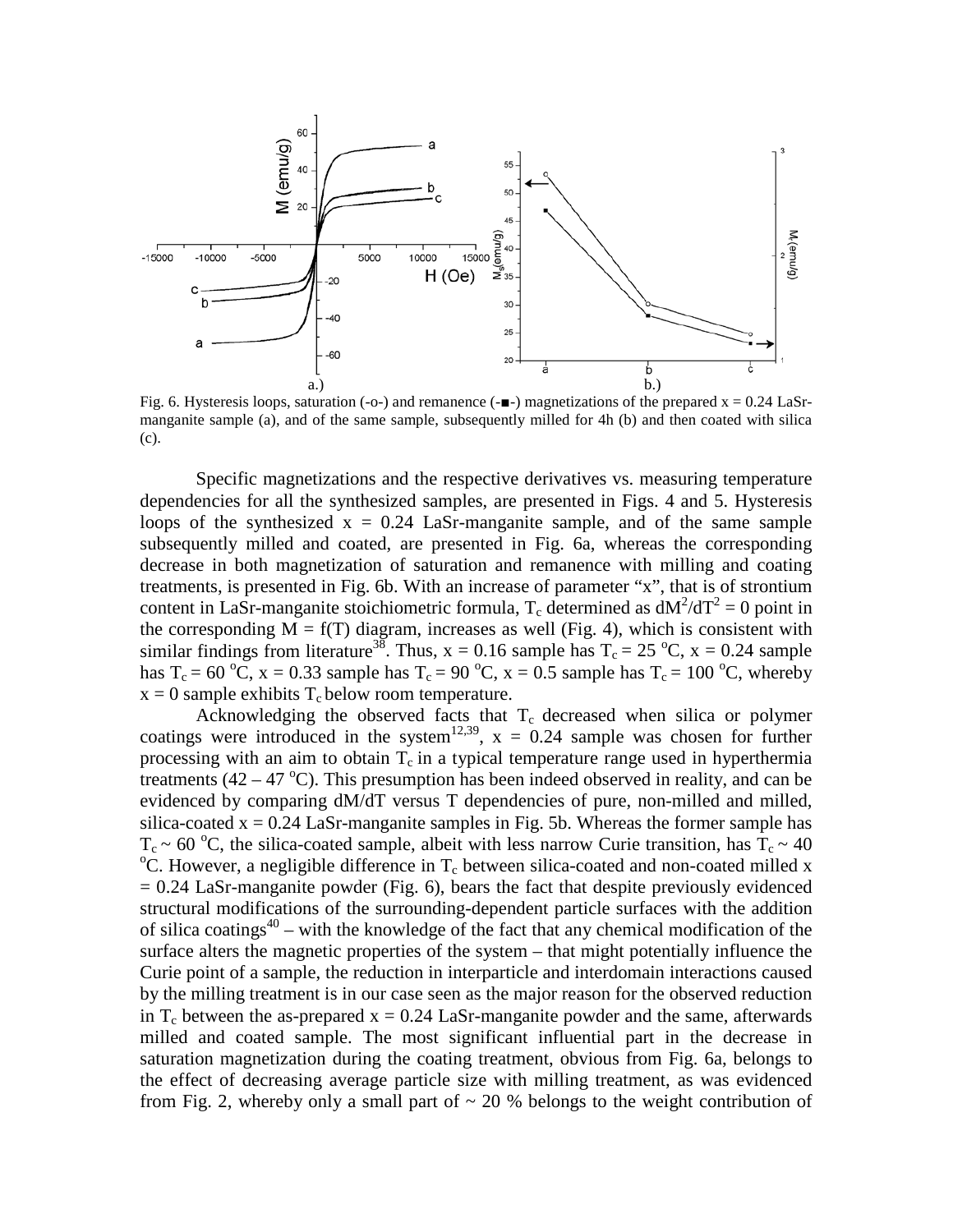Fig. 6. Hysteresis loops, saturation (-o-) and remanence (-■-) magnetizations of the prepared x = 0.24 LaSr-manganite sample (a), and of the same sample, subsequently milled for 4h (b) and then coated with silica (c).

Specific magnetizations and the respective derivatives vs. measuring temperature dependencies for all the synthesized samples, are presented in Figs. 4 and 5. Hysteresis loops of the synthesized x = 0.24 LaSr-manganite sample, and of the same sample subsequently milled and coated, are presented in Fig. 6a, whereas the corresponding decrease in both magnetization of saturation and remanence with milling and coating treatments, is presented in Fig. 6b. With an increase of parameter "x", that is of strontium content in LaSr-manganite stoichiometric formula, $T_c$ determined as $dM^2/dT^2 = 0$ point in the corresponding $M = f(T)$ diagram, increases as well (Fig. 4), which is consistent with similar findings from literature[38]. Thus, x = 0.16 sample has $T_c = 25$ °C, x = 0.24 sample has $T_c = 60$ °C, x = 0.33 sample has $T_c = 90$ °C, x = 0.5 sample has $T_c = 100$ °C, whereby x = 0 sample exhibits $T_c$ below room temperature.

Acknowledging the observed facts that $T_c$ decreased when silica or polymer coatings were introduced in the system[12,39], x = 0.24 sample was chosen for further processing with an aim to obtain $T_c$ in a typical temperature range used in hyperthermia treatments (42 – 47 °C). This presumption has been indeed observed in reality, and can be evidenced by comparing dM/dT versus T dependencies of pure, non-milled and milled, silica-coated x = 0.24 LaSr-manganite samples in Fig. 5b. Whereas the former sample has $T_c \sim 60$ °C, the silica-coated sample, albeit with less narrow Curie transition, has $T_c \sim 40$ °C. However, a negligible difference in $T_c$ between silica-coated and non-coated milled x = 0.24 LaSr-manganite powder (Fig. 6), bears the fact that despite previously evidenced structural modifications of the surrounding-dependent particle surfaces with the addition of silica coatings[40] – with the knowledge of the fact that any chemical modification of the surface alters the magnetic properties of the system – that might potentially influence the Curie point of a sample, the reduction in interparticle and interdomain interactions caused by the milling treatment is in our case seen as the major reason for the observed reduction in $T_c$ between the as-prepared x = 0.24 LaSr-manganite powder and the same, afterwards milled and coated sample. The most significant influential part in the decrease in saturation magnetization during the coating treatment, obvious from Fig. 6a, belongs to the effect of decreasing average particle size with milling treatment, as was evidenced from Fig. 2, whereby only a small part of ~ 20 % belongs to the weight contribution of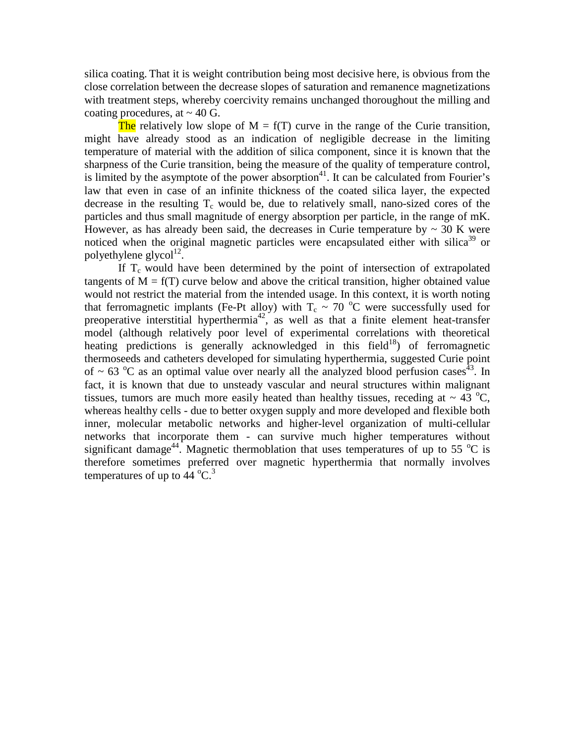silica coating. That it is weight contribution being most decisive here, is obvious from the close correlation between the decrease slopes of saturation and remanence magnetizations with treatment steps, whereby coercivity remains unchanged thoroughout the milling and coating procedures, at ~ 40 G.

The relatively low slope of $M = f(T)$ curve in the range of the Curie transition, might have already stood as an indication of negligible decrease in the limiting temperature of material with the addition of silica component, since it is known that the sharpness of the Curie transition, being the measure of the quality of temperature control, is limited by the asymptote of the power absorption[41]. It can be calculated from Fourier's law that even in case of an infinite thickness of the coated silica layer, the expected decrease in the resulting $T_c$ would be, due to relatively small, nano-sized cores of the particles and thus small magnitude of energy absorption per particle, in the range of mK. However, as has already been said, the decreases in Curie temperature by ~ 30 K were noticed when the original magnetic particles were encapsulated either with silica[39] or polyethylene glycol[12].

If $T_c$ would have been determined by the point of intersection of extrapolated tangents of $M = f(T)$ curve below and above the critical transition, higher obtained value would not restrict the material from the intended usage. In this context, it is worth noting that ferromagnetic implants (Fe-Pt alloy) with $T_c$ ~ 70 $^{o}$C were successfully used for preoperative interstitial hyperthermia[42], as well as that a finite element heat-transfer model (although relatively poor level of experimental correlations with theoretical heating predictions is generally acknowledged in this field[18]) of ferromagnetic thermoseeds and catheters developed for simulating hyperthermia, suggested Curie point of ~ 63 $^{o}$C as an optimal value over nearly all the analyzed blood perfusion cases[43]. In fact, it is known that due to unsteady vascular and neural structures within malignant tissues, tumors are much more easily heated than healthy tissues, receding at ~ 43 $^{o}$C, whereas healthy cells - due to better oxygen supply and more developed and flexible both inner, molecular metabolic networks and higher-level organization of multi-cellular networks that incorporate them - can survive much higher temperatures without significant damage[44]. Magnetic thermoblation that uses temperatures of up to 55 $^{o}$C is therefore sometimes preferred over magnetic hyperthermia that normally involves temperatures of up to 44 $^{o}$C.[3]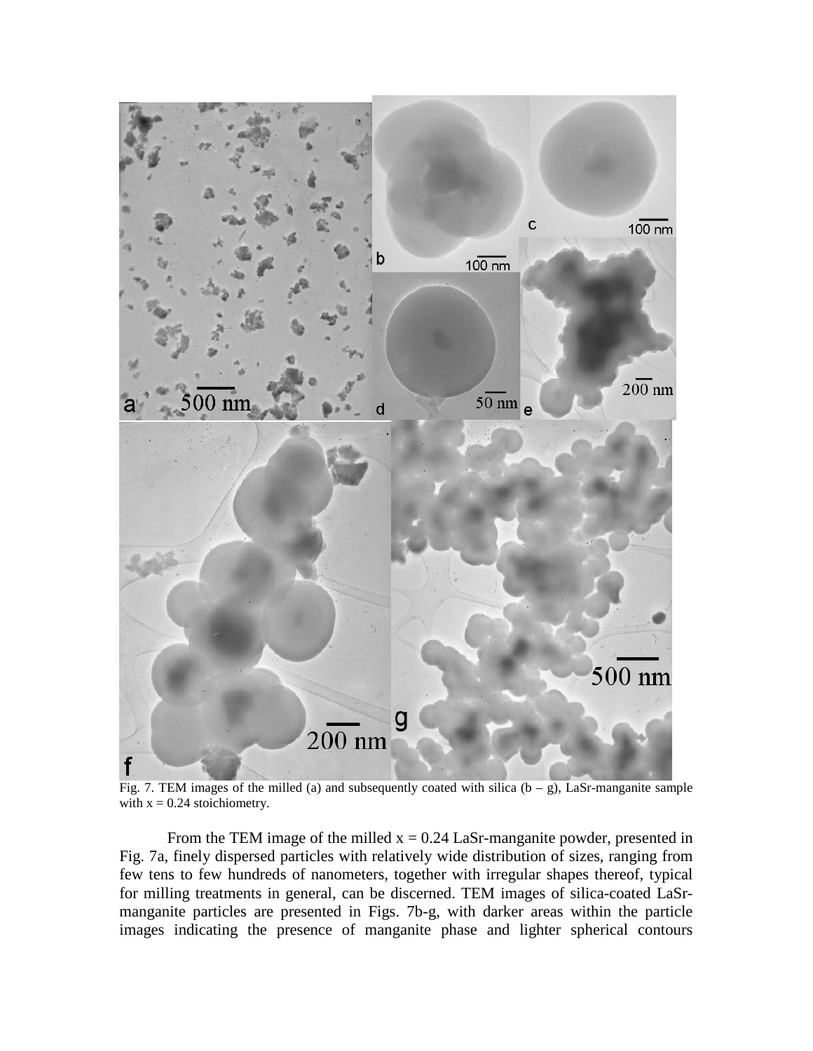Fig. 7. TEM images of the milled (a) and subsequently coated with silica (b – g), LaSr-manganite sample with $x = 0.24$ stoichiometry.

From the TEM image of the milled $x = 0.24$ LaSr-manganite powder, presented in Fig. 7a, finely dispersed particles with relatively wide distribution of sizes, ranging from few tens to few hundreds of nanometers, together with irregular shapes thereof, typical for milling treatments in general, can be discerned. TEM images of silica-coated LaSr-manganite particles are presented in Figs. 7b-g, with darker areas within the particle images indicating the presence of manganite phase and lighter spherical contours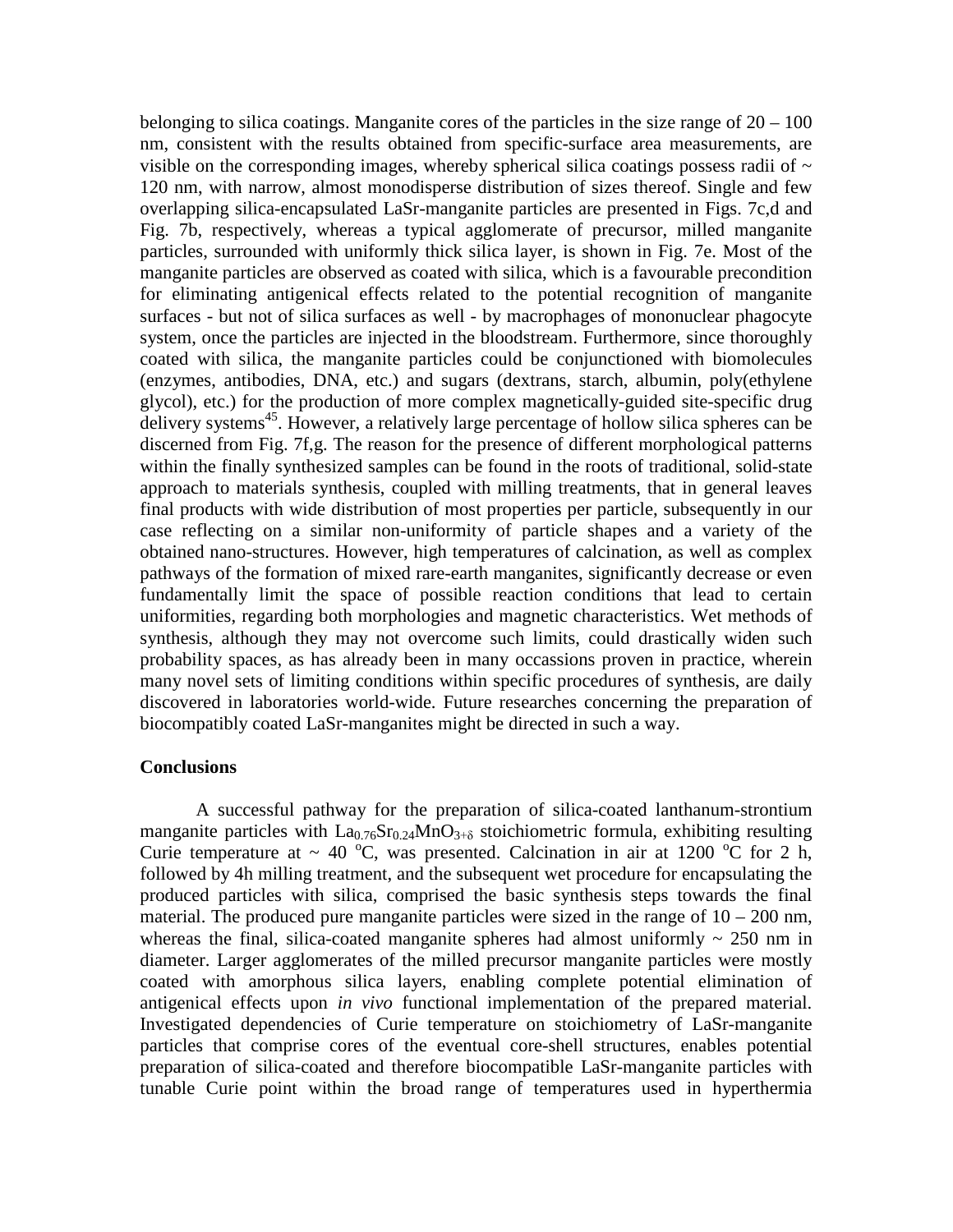belonging to silica coatings. Manganite cores of the particles in the size range of 20 – 100 nm, consistent with the results obtained from specific-surface area measurements, are visible on the corresponding images, whereby spherical silica coatings possess radii of ~ 120 nm, with narrow, almost monodisperse distribution of sizes thereof. Single and few overlapping silica-encapsulated LaSr-manganite particles are presented in Figs. 7c,d and Fig. 7b, respectively, whereas a typical agglomerate of precursor, milled manganite particles, surrounded with uniformly thick silica layer, is shown in Fig. 7e. Most of the manganite particles are observed as coated with silica, which is a favourable precondition for eliminating antigenical effects related to the potential recognition of manganite surfaces - but not of silica surfaces as well - by macrophages of mononuclear phagocyte system, once the particles are injected in the bloodstream. Furthermore, since thoroughly coated with silica, the manganite particles could be conjunctioned with biomolecules (enzymes, antibodies, DNA, etc.) and sugars (dextrans, starch, albumin, poly(ethylene glycol), etc.) for the production of more complex magnetically-guided site-specific drug delivery systems[45]. However, a relatively large percentage of hollow silica spheres can be discerned from Fig. 7f,g. The reason for the presence of different morphological patterns within the finally synthesized samples can be found in the roots of traditional, solid-state approach to materials synthesis, coupled with milling treatments, that in general leaves final products with wide distribution of most properties per particle, subsequently in our case reflecting on a similar non-uniformity of particle shapes and a variety of the obtained nano-structures. However, high temperatures of calcination, as well as complex pathways of the formation of mixed rare-earth manganites, significantly decrease or even fundamentally limit the space of possible reaction conditions that lead to certain uniformities, regarding both morphologies and magnetic characteristics. Wet methods of synthesis, although they may not overcome such limits, could drastically widen such probability spaces, as has already been in many occassions proven in practice, wherein many novel sets of limiting conditions within specific procedures of synthesis, are daily discovered in laboratories world-wide. Future researches concerning the preparation of biocompatibly coated LaSr-manganites might be directed in such a way.

**Conclusions**

A successful pathway for the preparation of silica-coated lanthanum-strontium manganite particles with $La_{0.76}Sr_{0.24}MnO_{3+\delta}$ stoichiometric formula, exhibiting resulting Curie temperature at ~ 40 °C, was presented. Calcination in air at 1200 °C for 2 h, followed by 4h milling treatment, and the subsequent wet procedure for encapsulating the produced particles with silica, comprised the basic synthesis steps towards the final material. The produced pure manganite particles were sized in the range of 10 – 200 nm, whereas the final, silica-coated manganite spheres had almost uniformly ~ 250 nm in diameter. Larger agglomerates of the milled precursor manganite particles were mostly coated with amorphous silica layers, enabling complete potential elimination of antigenical effects upon *in vivo* functional implementation of the prepared material. Investigated dependencies of Curie temperature on stoichiometry of LaSr-manganite particles that comprise cores of the eventual core-shell structures, enables potential preparation of silica-coated and therefore biocompatible LaSr-manganite particles with tunable Curie point within the broad range of temperatures used in hyperthermia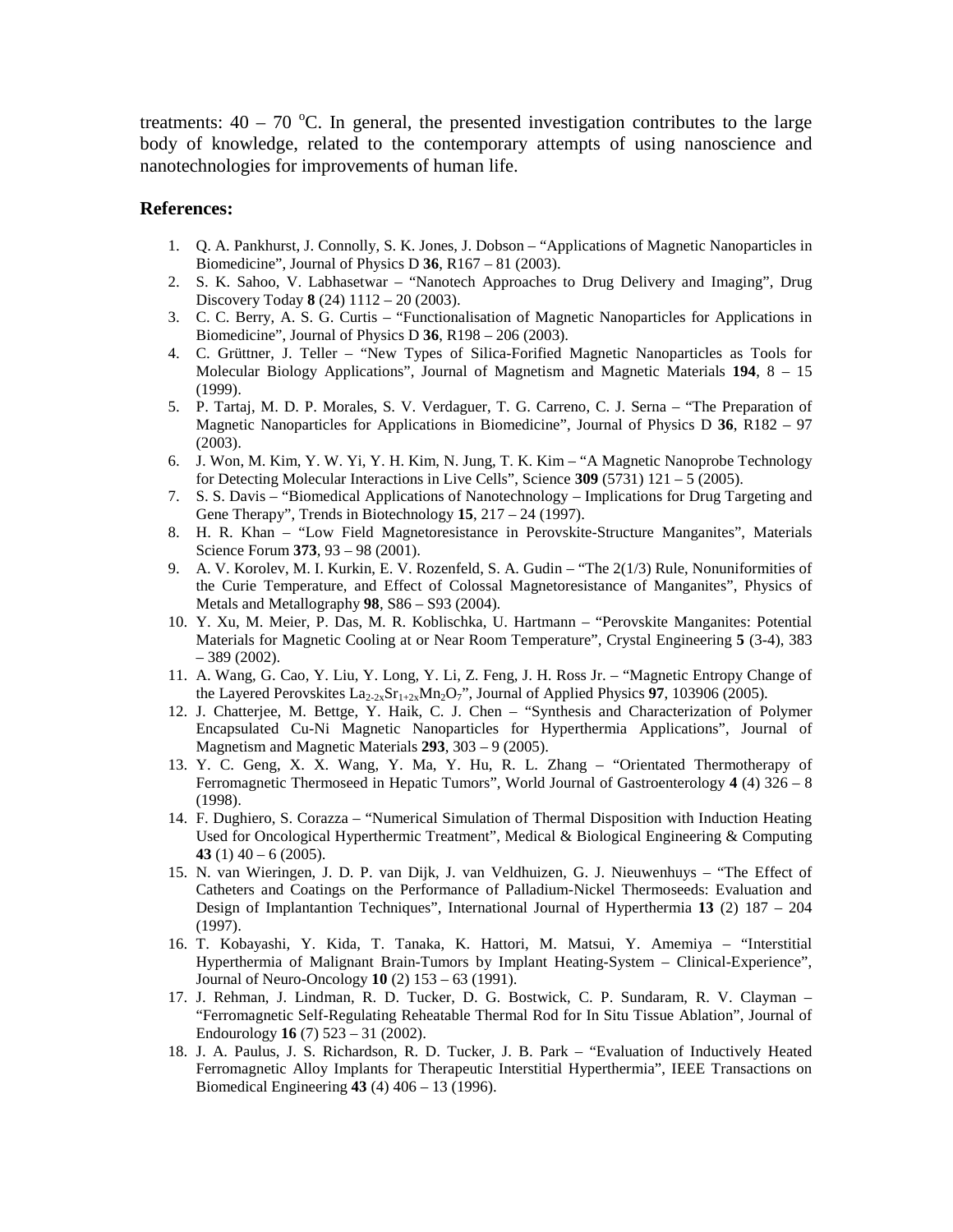treatments: 40 – 70 $^{o}$C. In general, the presented investigation contributes to the large body of knowledge, related to the contemporary attempts of using nanoscience and nanotechnologies for improvements of human life.

## References:

1. Q. A. Pankhurst, J. Connolly, S. K. Jones, J. Dobson – "Applications of Magnetic Nanoparticles in Biomedicine", Journal of Physics D **36**, R167 – 81 (2003).
2. S. K. Sahoo, V. Labhasetwar – "Nanotech Approaches to Drug Delivery and Imaging", Drug Discovery Today **8** (24) 1112 – 20 (2003).
3. C. C. Berry, A. S. G. Curtis – "Functionalisation of Magnetic Nanoparticles for Applications in Biomedicine", Journal of Physics D **36**, R198 – 206 (2003).
4. C. Grüttner, J. Teller – "New Types of Silica-Forified Magnetic Nanoparticles as Tools for Molecular Biology Applications", Journal of Magnetism and Magnetic Materials **194**, 8 – 15 (1999).
5. P. Tartaj, M. D. P. Morales, S. V. Verdaguer, T. G. Carreno, C. J. Serna – "The Preparation of Magnetic Nanoparticles for Applications in Biomedicine", Journal of Physics D **36**, R182 – 97 (2003).
6. J. Won, M. Kim, Y. W. Yi, Y. H. Kim, N. Jung, T. K. Kim – "A Magnetic Nanoprobe Technology for Detecting Molecular Interactions in Live Cells", Science **309** (5731) 121 – 5 (2005).
7. S. S. Davis – "Biomedical Applications of Nanotechnology – Implications for Drug Targeting and Gene Therapy", Trends in Biotechnology **15**, 217 – 24 (1997).
8. H. R. Khan – "Low Field Magnetoresistance in Perovskite-Structure Manganites", Materials Science Forum **373**, 93 – 98 (2001).
9. A. V. Korolev, M. I. Kurkin, E. V. Rozenfeld, S. A. Gudin – "The 2(1/3) Rule, Nonuniformities of the Curie Temperature, and Effect of Colossal Magnetoresistance of Manganites", Physics of Metals and Metallography **98**, S86 – S93 (2004).
10. Y. Xu, M. Meier, P. Das, M. R. Koblischka, U. Hartmann – "Perovskite Manganites: Potential Materials for Magnetic Cooling at or Near Room Temperature", Crystal Engineering **5** (3-4), 383 – 389 (2002).
11. A. Wang, G. Cao, Y. Liu, Y. Long, Y. Li, Z. Feng, J. H. Ross Jr. – "Magnetic Entropy Change of the Layered Perovskites $La_{2-2x}Sr_{1+2x}Mn_2O_7$", Journal of Applied Physics **97**, 103906 (2005).
12. J. Chatterjee, M. Bettge, Y. Haik, C. J. Chen – "Synthesis and Characterization of Polymer Encapsulated Cu-Ni Magnetic Nanoparticles for Hyperthermia Applications", Journal of Magnetism and Magnetic Materials **293**, 303 – 9 (2005).
13. Y. C. Geng, X. X. Wang, Y. Ma, Y. Hu, R. L. Zhang – "Orientated Thermotherapy of Ferromagnetic Thermoseed in Hepatic Tumors", World Journal of Gastroenterology **4** (4) 326 – 8 (1998).
14. F. Dughiero, S. Corazza – "Numerical Simulation of Thermal Disposition with Induction Heating Used for Oncological Hyperthermic Treatment", Medical & Biological Engineering & Computing **43** (1) 40 – 6 (2005).
15. N. van Wieringen, J. D. P. van Dijk, J. van Veldhuizen, G. J. Nieuwenhuys – "The Effect of Catheters and Coatings on the Performance of Palladium-Nickel Thermoseeds: Evaluation and Design of Implantantion Techniques", International Journal of Hyperthermia **13** (2) 187 – 204 (1997).
16. T. Kobayashi, Y. Kida, T. Tanaka, K. Hattori, M. Matsui, Y. Amemiya – "Interstitial Hyperthermia of Malignant Brain-Tumors by Implant Heating-System – Clinical-Experience", Journal of Neuro-Oncology **10** (2) 153 – 63 (1991).
17. J. Rehman, J. Lindman, R. D. Tucker, D. G. Bostwick, C. P. Sundaram, R. V. Clayman – "Ferromagnetic Self-Regulating Reheatable Thermal Rod for In Situ Tissue Ablation", Journal of Endourology **16** (7) 523 – 31 (2002).
18. J. A. Paulus, J. S. Richardson, R. D. Tucker, J. B. Park – "Evaluation of Inductively Heated Ferromagnetic Alloy Implants for Therapeutic Interstitial Hyperthermia", IEEE Transactions on Biomedical Engineering **43** (4) 406 – 13 (1996).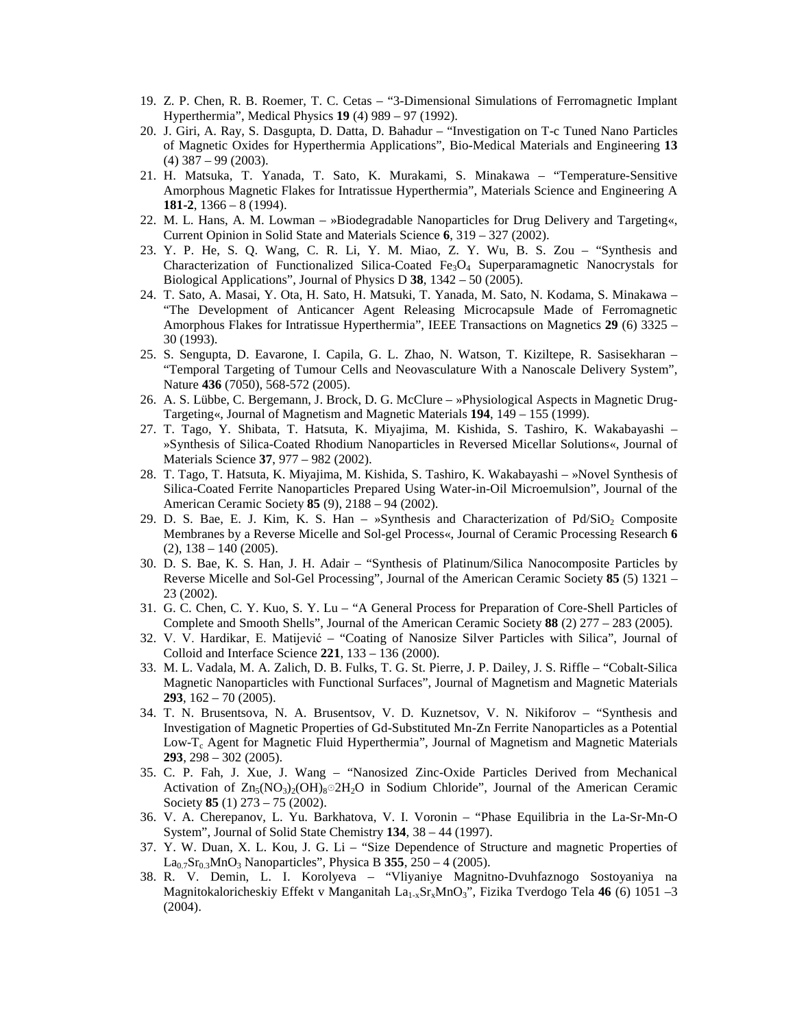19. Z. P. Chen, R. B. Roemer, T. C. Cetas – "3-Dimensional Simulations of Ferromagnetic Implant Hyperthermia", Medical Physics **19** (4) 989 – 97 (1992).
20. J. Giri, A. Ray, S. Dasgupta, D. Datta, D. Bahadur – "Investigation on T-c Tuned Nano Particles of Magnetic Oxides for Hyperthermia Applications", Bio-Medical Materials and Engineering **13** (4) 387 – 99 (2003).
21. H. Matsuka, T. Yanada, T. Sato, K. Murakami, S. Minakawa – "Temperature-Sensitive Amorphous Magnetic Flakes for Intratissue Hyperthermia", Materials Science and Engineering A **181-2**, 1366 – 8 (1994).
22. M. L. Hans, A. M. Lowman – »Biodegradable Nanoparticles for Drug Delivery and Targeting«, Current Opinion in Solid State and Materials Science **6**, 319 – 327 (2002).
23. Y. P. He, S. Q. Wang, C. R. Li, Y. M. Miao, Z. Y. Wu, B. S. Zou – "Synthesis and Characterization of Functionalized Silica-Coated $Fe_3O_4$ Superparamagnetic Nanocrystals for Biological Applications", Journal of Physics D **38**, 1342 – 50 (2005).
24. T. Sato, A. Masai, Y. Ota, H. Sato, H. Matsuki, T. Yanada, M. Sato, N. Kodama, S. Minakawa – "The Development of Anticancer Agent Releasing Microcapsule Made of Ferromagnetic Amorphous Flakes for Intratissue Hyperthermia", IEEE Transactions on Magnetics **29** (6) 3325 – 30 (1993).
25. S. Sengupta, D. Eavarone, I. Capila, G. L. Zhao, N. Watson, T. Kiziltepe, R. Sasisekharan – "Temporal Targeting of Tumour Cells and Neovasculature With a Nanoscale Delivery System", Nature **436** (7050), 568-572 (2005).
26. A. S. Lübbe, C. Bergemann, J. Brock, D. G. McClure – »Physiological Aspects in Magnetic Drug-Targeting«, Journal of Magnetism and Magnetic Materials **194**, 149 – 155 (1999).
27. T. Tago, Y. Shibata, T. Hatsuta, K. Miyajima, M. Kishida, S. Tashiro, K. Wakabayashi – »Synthesis of Silica-Coated Rhodium Nanoparticles in Reversed Micellar Solutions«, Journal of Materials Science **37**, 977 – 982 (2002).
28. T. Tago, T. Hatsuta, K. Miyajima, M. Kishida, S. Tashiro, K. Wakabayashi – »Novel Synthesis of Silica-Coated Ferrite Nanoparticles Prepared Using Water-in-Oil Microemulsion", Journal of the American Ceramic Society **85** (9), 2188 – 94 (2002).
29. D. S. Bae, E. J. Kim, K. S. Han – »Synthesis and Characterization of $Pd/SiO_2$ Composite Membranes by a Reverse Micelle and Sol-gel Process«, Journal of Ceramic Processing Research **6** (2), 138 – 140 (2005).
30. D. S. Bae, K. S. Han, J. H. Adair – "Synthesis of Platinum/Silica Nanocomposite Particles by Reverse Micelle and Sol-Gel Processing", Journal of the American Ceramic Society **85** (5) 1321 – 23 (2002).
31. G. C. Chen, C. Y. Kuo, S. Y. Lu – "A General Process for Preparation of Core-Shell Particles of Complete and Smooth Shells", Journal of the American Ceramic Society **88** (2) 277 – 283 (2005).
32. V. V. Hardikar, E. Matijević – "Coating of Nanosize Silver Particles with Silica", Journal of Colloid and Interface Science **221**, 133 – 136 (2000).
33. M. L. Vadala, M. A. Zalich, D. B. Fulks, T. G. St. Pierre, J. P. Dailey, J. S. Riffle – "Cobalt-Silica Magnetic Nanoparticles with Functional Surfaces", Journal of Magnetism and Magnetic Materials **293**, 162 – 70 (2005).
34. T. N. Brusentsova, N. A. Brusentsov, V. D. Kuznetsov, V. N. Nikiforov – "Synthesis and Investigation of Magnetic Properties of Gd-Substituted Mn-Zn Ferrite Nanoparticles as a Potential Low-$T_c$ Agent for Magnetic Fluid Hyperthermia", Journal of Magnetism and Magnetic Materials **293**, 298 – 302 (2005).
35. C. P. Fah, J. Xue, J. Wang – "Nanosized Zinc-Oxide Particles Derived from Mechanical Activation of $Zn_5(NO_3)_2(OH)_8 \cdot 2H_2O$ in Sodium Chloride", Journal of the American Ceramic Society **85** (1) 273 – 75 (2002).
36. V. A. Cherepanov, L. Yu. Barkhatova, V. I. Voronin – "Phase Equilibria in the La-Sr-Mn-O System", Journal of Solid State Chemistry **134**, 38 – 44 (1997).
37. Y. W. Duan, X. L. Kou, J. G. Li – "Size Dependence of Structure and magnetic Properties of $La_{0.7}Sr_{0.3}MnO_3$ Nanoparticles", Physica B **355**, 250 – 4 (2005).
38. R. V. Demin, L. I. Korolyeva – "Vliyaniye Magnitno-Dvuhfaznogo Sostoyaniya na Magnitokaloricheskiy Effekt v Manganitah $La_{1-x}Sr_xMnO_3$", Fizika Tverdogo Tela **46** (6) 1051 –3 (2004).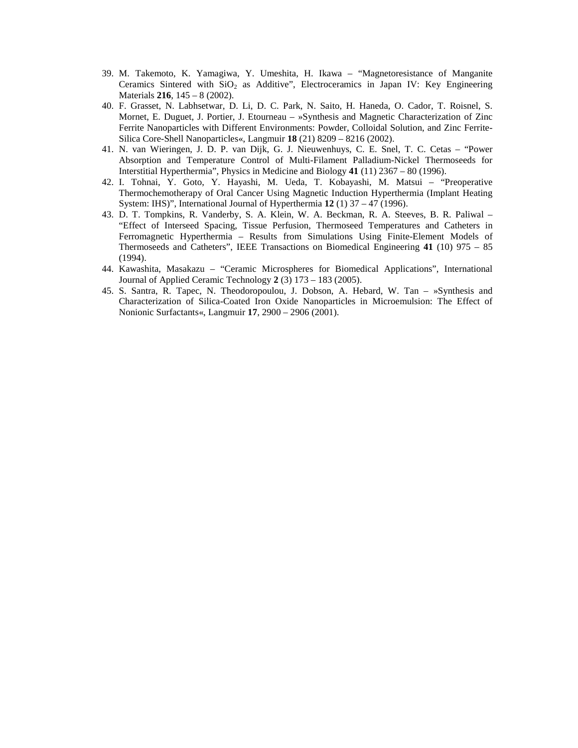39. M. Takemoto, K. Yamagiwa, Y. Umeshita, H. Ikawa – “Magnetoresistance of Manganite Ceramics Sintered with $SiO_2$ as Additive”, Electroceramics in Japan IV: Key Engineering Materials **216**, 145 – 8 (2002).
40. F. Grasset, N. Labhsetwar, D. Li, D. C. Park, N. Saito, H. Haneda, O. Cador, T. Roisnel, S. Mornet, E. Duguet, J. Portier, J. Etourneau – »Synthesis and Magnetic Characterization of Zinc Ferrite Nanoparticles with Different Environments: Powder, Colloidal Solution, and Zinc Ferrite-Silica Core-Shell Nanoparticles«, Langmuir **18** (21) 8209 – 8216 (2002).
41. N. van Wieringen, J. D. P. van Dijk, G. J. Nieuwenhuys, C. E. Snel, T. C. Cetas – “Power Absorption and Temperature Control of Multi-Filament Palladium-Nickel Thermoseeds for Interstitial Hyperthermia”, Physics in Medicine and Biology **41** (11) 2367 – 80 (1996).
42. I. Tohnai, Y. Goto, Y. Hayashi, M. Ueda, T. Kobayashi, M. Matsui – “Preoperative Thermochemotherapy of Oral Cancer Using Magnetic Induction Hyperthermia (Implant Heating System: IHS)”, International Journal of Hyperthermia **12** (1) 37 – 47 (1996).
43. D. T. Tompkins, R. Vanderby, S. A. Klein, W. A. Beckman, R. A. Steeves, B. R. Paliwal – “Effect of Interseed Spacing, Tissue Perfusion, Thermoseed Temperatures and Catheters in Ferromagnetic Hyperthermia – Results from Simulations Using Finite-Element Models of Thermoseeds and Catheters”, IEEE Transactions on Biomedical Engineering **41** (10) 975 – 85 (1994).
44. Kawashita, Masakazu – “Ceramic Microspheres for Biomedical Applications”, International Journal of Applied Ceramic Technology **2** (3) 173 – 183 (2005).
45. S. Santra, R. Tapec, N. Theodoropoulou, J. Dobson, A. Hebard, W. Tan – »Synthesis and Characterization of Silica-Coated Iron Oxide Nanoparticles in Microemulsion: The Effect of Nonionic Surfactants«, Langmuir **17**, 2900 – 2906 (2001).